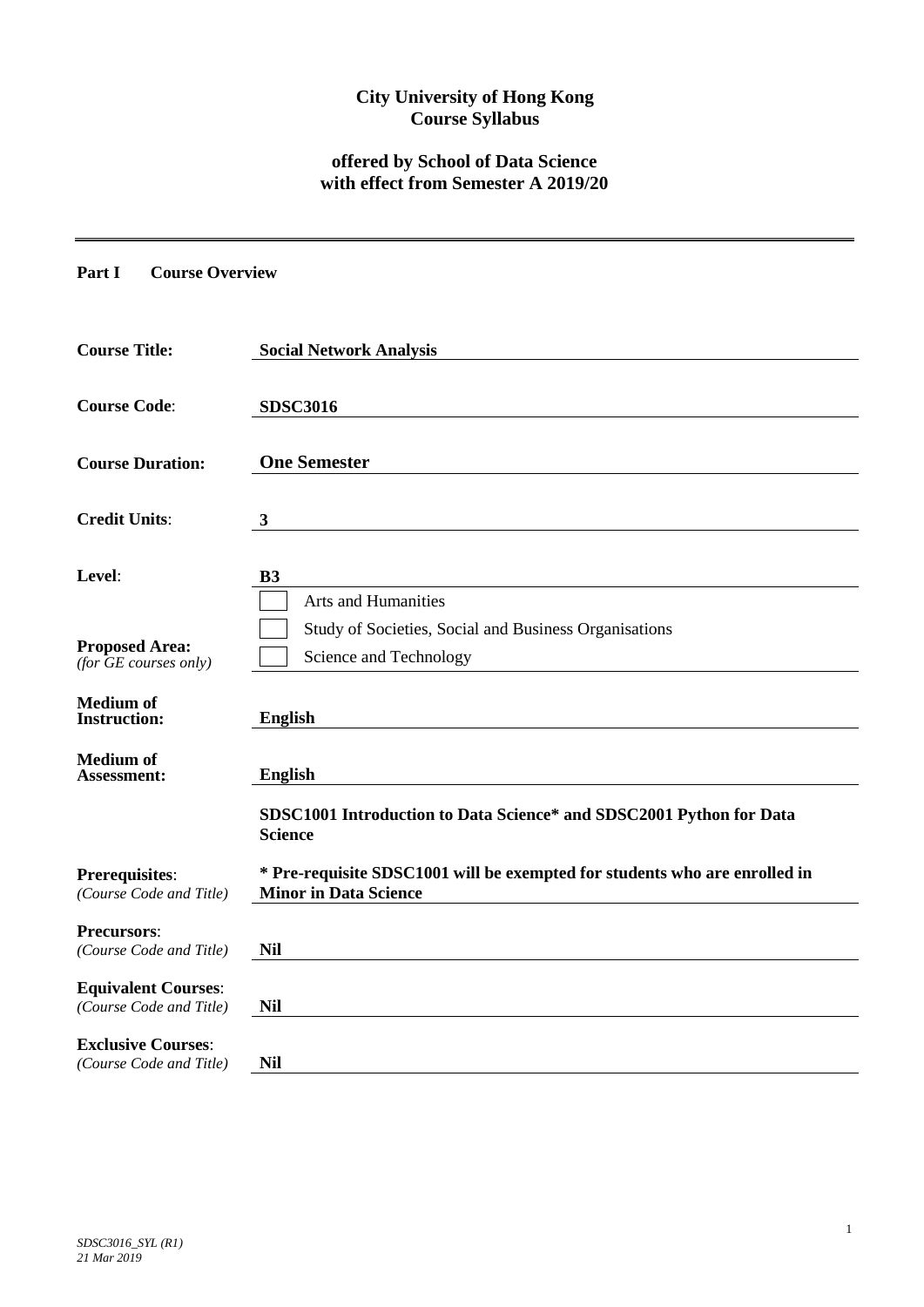**City University of Hong Kong**
**Course Syllabus**

**offered by School of Data Science**
**with effect from Semester A 2019/20**

---

**Part I Course Overview**

| | |
|---|---|
| **Course Title:** | **Social Network Analysis** |
| **Course Code:** | **SDSC3016** |
| **Course Duration:** | **One Semester** |
| **Credit Units:** | **3** |
| **Level:** | **B3** |
| **Proposed Area:** *(for GE courses only)* | ☐ Arts and Humanities<br>☐ Study of Societies, Social and Business Organisations<br>☐ Science and Technology |
| **Medium of Instruction:** | **English** |
| **Medium of Assessment:** | **English** |
| **Prerequisites:** *(Course Code and Title)* | **SDSC1001 Introduction to Data Science* and SDSC2001 Python for Data Science**<br>**\* Pre-requisite SDSC1001 will be exempted for students who are enrolled in Minor in Data Science** |
| **Precursors:** *(Course Code and Title)* | **Nil** |
| **Equivalent Courses:** *(Course Code and Title)* | **Nil** |
| **Exclusive Courses:** *(Course Code and Title)* | **Nil** |

*SDSC3016_SYL (R1)*
*21 Mar 2019*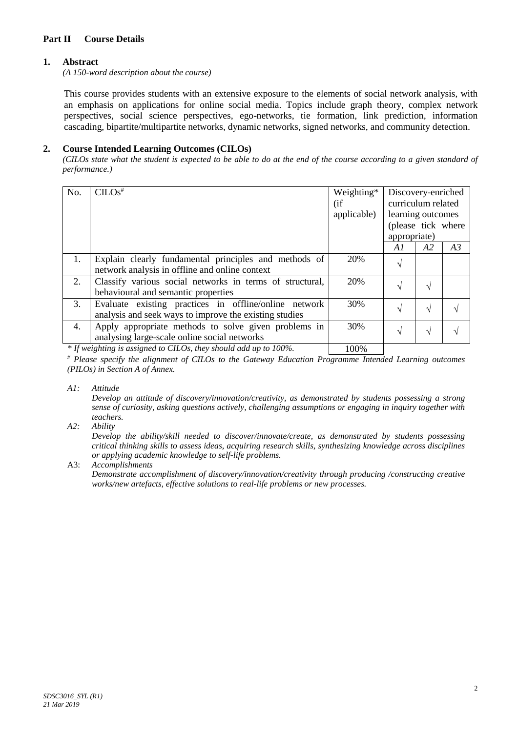## Part II Course Details

### 1. Abstract

*(A 150-word description about the course)*

This course provides students with an extensive exposure to the elements of social network analysis, with an emphasis on applications for online social media. Topics include graph theory, complex network perspectives, social science perspectives, ego-networks, tie formation, link prediction, information cascading, bipartite/multipartite networks, dynamic networks, signed networks, and community detection.

### 2. Course Intended Learning Outcomes (CILOs)

*(CILOs state what the student is expected to be able to do at the end of the course according to a given standard of performance.)*

| No. | CILOs# | Weighting* (if applicable) | Discovery-enriched curriculum related learning outcomes (please tick where appropriate) | | |
|---|---|---|---|---|---|
| | | | *A1* | *A2* | *A3* |
| 1. | Explain clearly fundamental principles and methods of network analysis in offline and online context | 20% | √ | | |
| 2. | Classify various social networks in terms of structural, behavioural and semantic properties | 20% | √ | √ | |
| 3. | Evaluate existing practices in offline/online network analysis and seek ways to improve the existing studies | 30% | √ | √ | √ |
| 4. | Apply appropriate methods to solve given problems in analysing large-scale online social networks | 30% | √ | √ | √ |
| | | 100% | | | |

*\* If weighting is assigned to CILOs, they should add up to 100%.*

*# Please specify the alignment of CILOs to the Gateway Education Programme Intended Learning outcomes (PILOs) in Section A of Annex.*

*A1: Attitude*
*Develop an attitude of discovery/innovation/creativity, as demonstrated by students possessing a strong sense of curiosity, asking questions actively, challenging assumptions or engaging in inquiry together with teachers.*

*A2: Ability*
*Develop the ability/skill needed to discover/innovate/create, as demonstrated by students possessing critical thinking skills to assess ideas, acquiring research skills, synthesizing knowledge across disciplines or applying academic knowledge to self-life problems.*

A3: *Accomplishments*
*Demonstrate accomplishment of discovery/innovation/creativity through producing /constructing creative works/new artefacts, effective solutions to real-life problems or new processes.*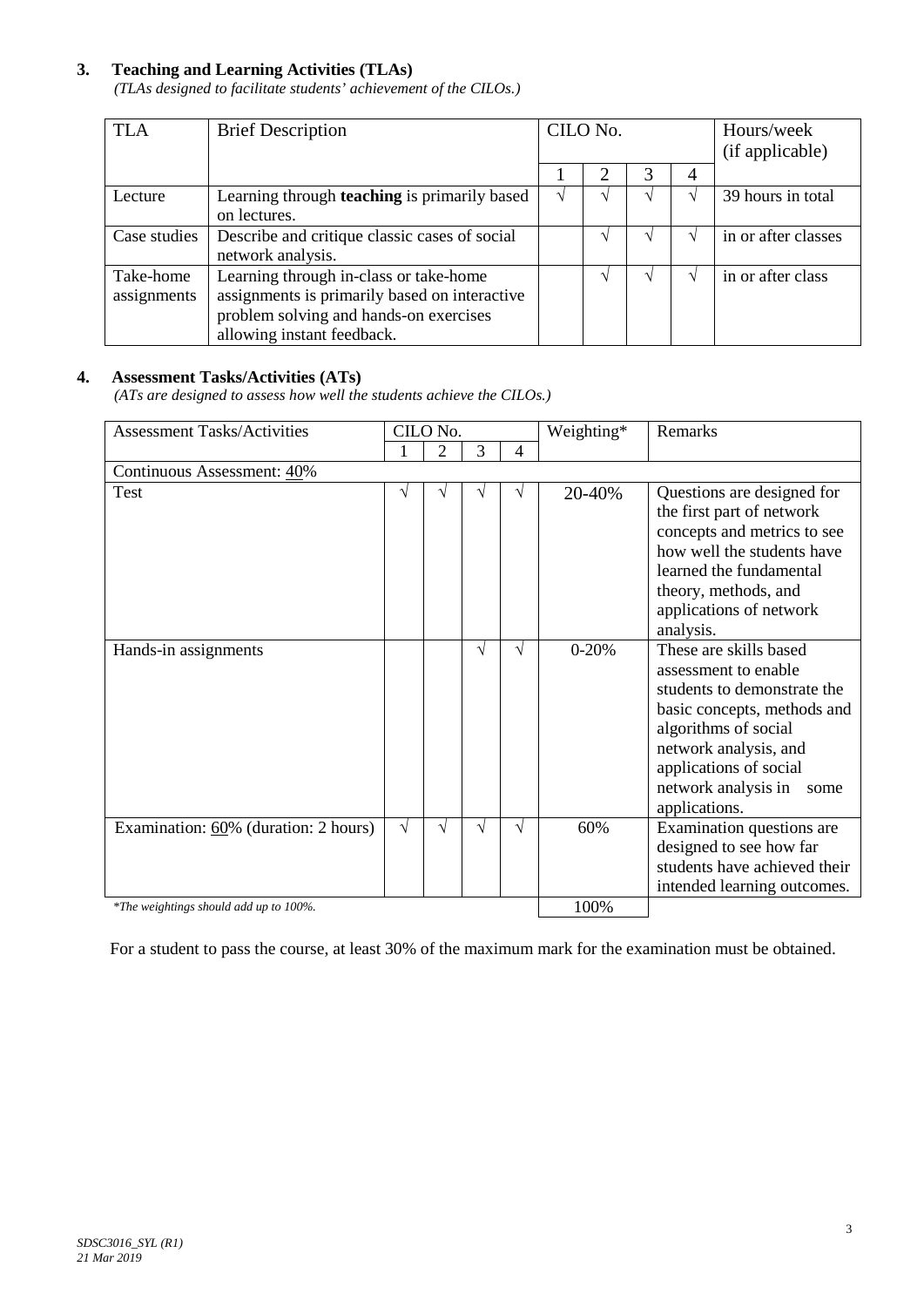### 3. Teaching and Learning Activities (TLAs)

*(TLAs designed to facilitate students' achievement of the CILOs.)*

| TLA | Brief Description | CILO No. | | | | Hours/week (if applicable) |
|---|---|---|---|---|---|---|
| | | 1 | 2 | 3 | 4 | |
| Lecture | Learning through **teaching** is primarily based on lectures. | √ | √ | √ | √ | 39 hours in total |
| Case studies | Describe and critique classic cases of social network analysis. | | √ | √ | √ | in or after classes |
| Take-home assignments | Learning through in-class or take-home assignments is primarily based on interactive problem solving and hands-on exercises allowing instant feedback. | | √ | √ | √ | in or after class |

### 4. Assessment Tasks/Activities (ATs)

*(ATs are designed to assess how well the students achieve the CILOs.)*

| Assessment Tasks/Activities | CILO No. | | | | Weighting* | Remarks |
|---|---|---|---|---|---|---|
| | 1 | 2 | 3 | 4 | | |
| Continuous Assessment: 40% | | | | | | |
| Test | √ | √ | √ | √ | 20-40% | Questions are designed for the first part of network concepts and metrics to see how well the students have learned the fundamental theory, methods, and applications of network analysis. |
| Hands-in assignments | | | √ | √ | 0-20% | These are skills based assessment to enable students to demonstrate the basic concepts, methods and algorithms of social network analysis, and applications of social network analysis in some applications. |
| Examination: 60% (duration: 2 hours) | √ | √ | √ | √ | 60% | Examination questions are designed to see how far students have achieved their intended learning outcomes. |
| | | | | | 100% | |

*\*The weightings should add up to 100%.*

For a student to pass the course, at least 30% of the maximum mark for the examination must be obtained.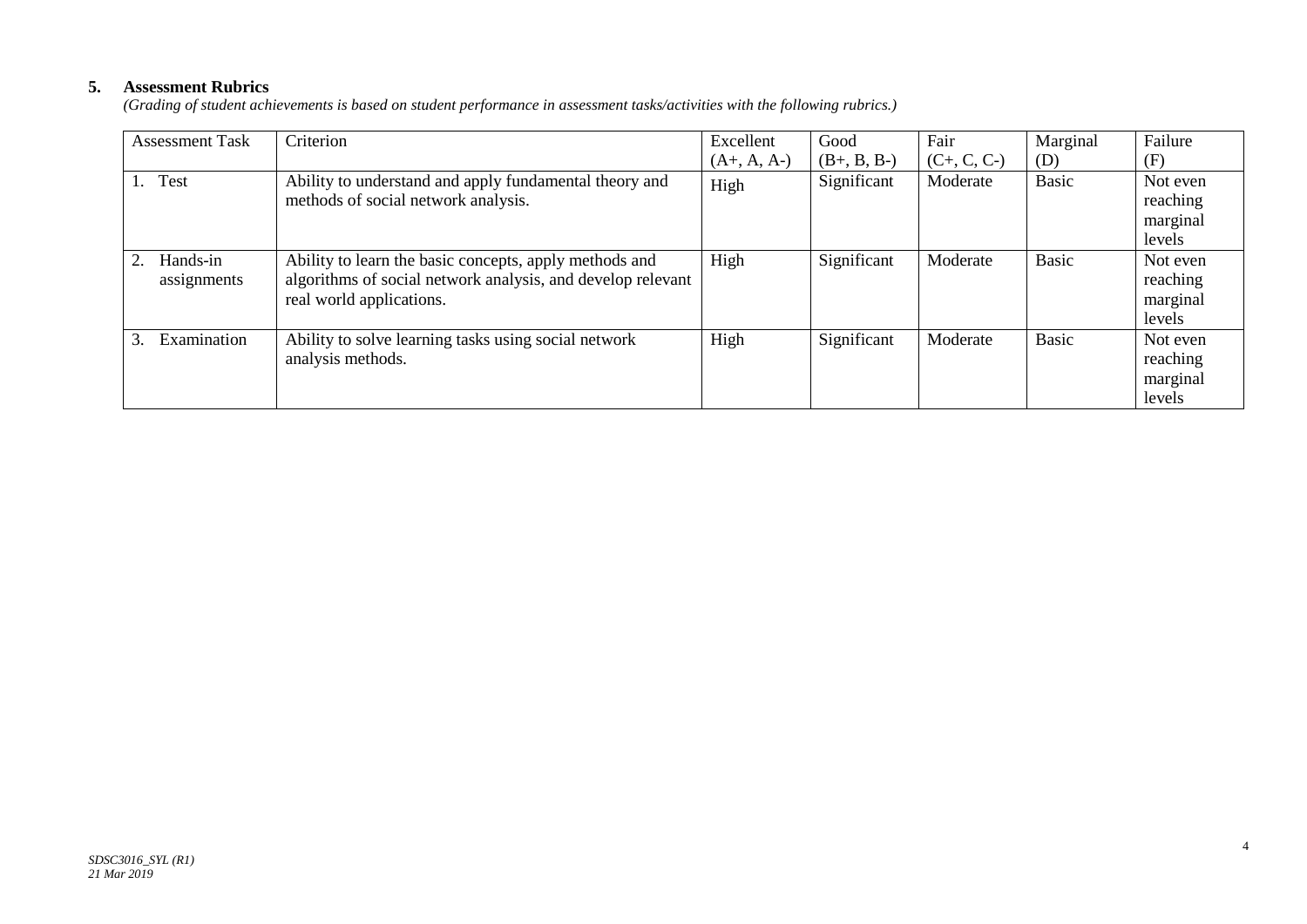## 5. Assessment Rubrics

*(Grading of student achievements is based on student performance in assessment tasks/activities with the following rubrics.)*

| Assessment Task | Criterion | Excellent (A+, A, A-) | Good (B+, B, B-) | Fair (C+, C, C-) | Marginal (D) | Failure (F) |
|---|---|---|---|---|---|---|
| 1. Test | Ability to understand and apply fundamental theory and methods of social network analysis. | High | Significant | Moderate | Basic | Not even reaching marginal levels |
| 2. Hands-in assignments | Ability to learn the basic concepts, apply methods and algorithms of social network analysis, and develop relevant real world applications. | High | Significant | Moderate | Basic | Not even reaching marginal levels |
| 3. Examination | Ability to solve learning tasks using social network analysis methods. | High | Significant | Moderate | Basic | Not even reaching marginal levels |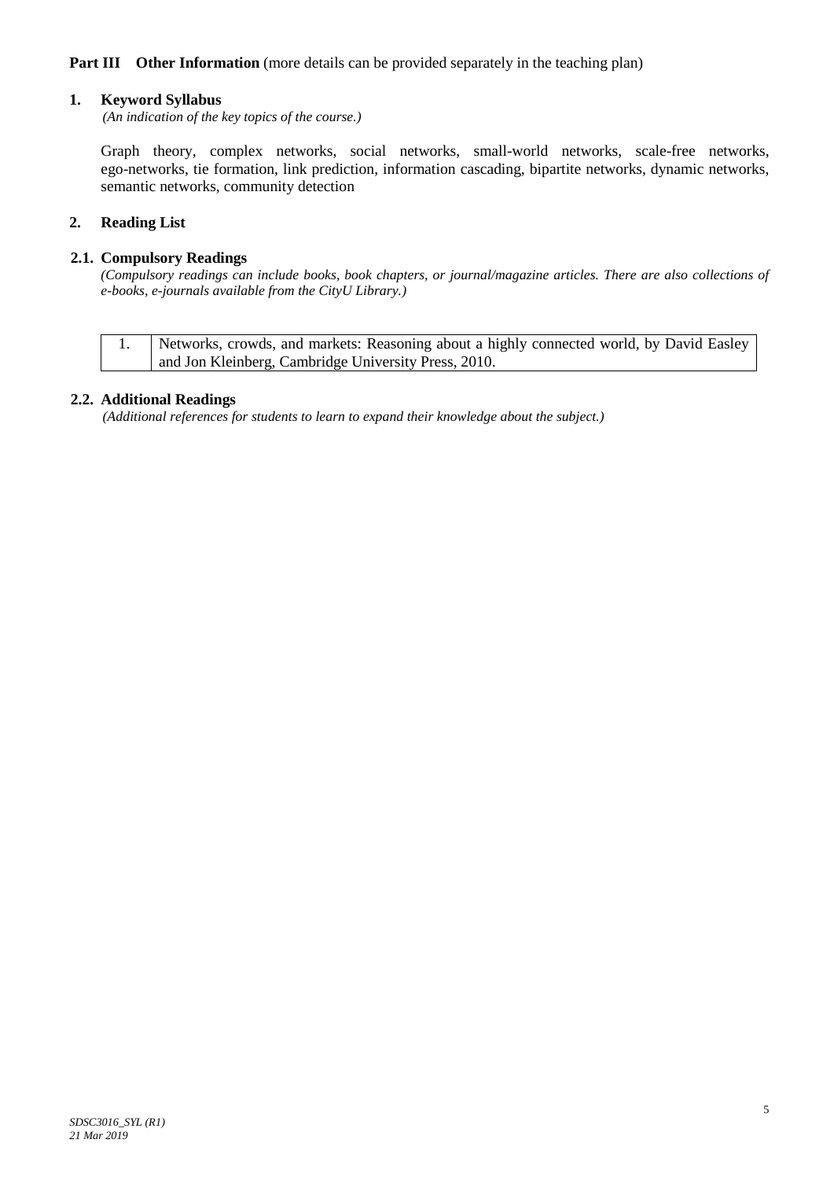## Part III Other Information (more details can be provided separately in the teaching plan)

### 1. Keyword Syllabus

*(An indication of the key topics of the course.)*

Graph theory, complex networks, social networks, small-world networks, scale-free networks, ego-networks, tie formation, link prediction, information cascading, bipartite networks, dynamic networks, semantic networks, community detection

### 2. Reading List

#### 2.1. Compulsory Readings

*(Compulsory readings can include books, book chapters, or journal/magazine articles. There are also collections of e-books, e-journals available from the CityU Library.)*

| | |
|---|---|
| 1. | Networks, crowds, and markets: Reasoning about a highly connected world, by David Easley and Jon Kleinberg, Cambridge University Press, 2010. |

#### 2.2. Additional Readings

*(Additional references for students to learn to expand their knowledge about the subject.)*

*SDSC3016_SYL (R1)*
*21 Mar 2019*